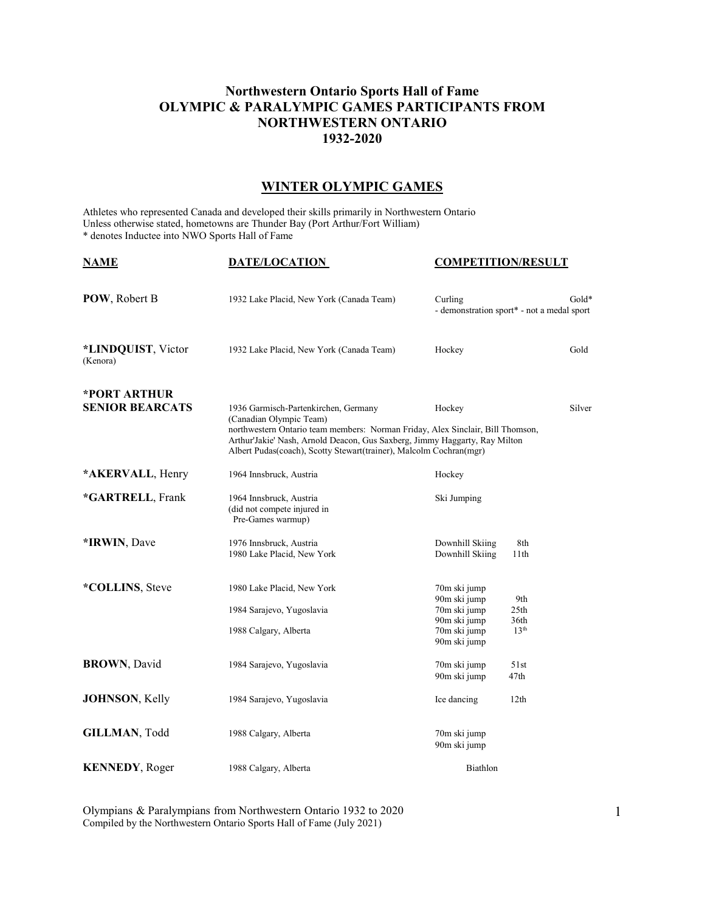# Northwestern Ontario Sports Hall of Fame
# OLYMPIC & PARALYMPIC GAMES PARTICIPANTS FROM NORTHWESTERN ONTARIO
# 1932-2020

## WINTER OLYMPIC GAMES

Athletes who represented Canada and developed their skills primarily in Northwestern Ontario
Unless otherwise stated, hometowns are Thunder Bay (Port Arthur/Fort William)
* denotes Inductee into NWO Sports Hall of Fame

| NAME | DATE/LOCATION | COMPETITION/RESULT | |
|---|---|---|---|
| **POW**, Robert B | 1932 Lake Placid, New York (Canada Team) | Curling<br>- demonstration sport* - not a medal sport | Gold* |
| ***LINDQUIST**, Victor (Kenora) | 1932 Lake Placid, New York (Canada Team) | Hockey | Gold |
| ***PORT ARTHUR SENIOR BEARCATS** | 1936 Garmisch-Partenkirchen, Germany (Canadian Olympic Team)<br>northwestern Ontario team members: Norman Friday, Alex Sinclair, Bill Thomson, Arthur'Jakie' Nash, Arnold Deacon, Gus Saxberg, Jimmy Haggarty, Ray Milton Albert Pudas(coach), Scotty Stewart(trainer), Malcolm Cochran(mgr) | Hockey | Silver |
| ***AKERVALL**, Henry | 1964 Innsbruck, Austria | Hockey | |
| ***GARTRELL**, Frank | 1964 Innsbruck, Austria (did not compete injured in Pre-Games warmup) | Ski Jumping | |
| ***IRWIN**, Dave | 1976 Innsbruck, Austria<br>1980 Lake Placid, New York | Downhill Skiing 8th<br>Downhill Skiing 11th | |
| ***COLLINS**, Steve | 1980 Lake Placid, New York<br><br>1984 Sarajevo, Yugoslavia<br><br>1988 Calgary, Alberta | 70m ski jump<br>90m ski jump 9th<br>70m ski jump 25th<br>90m ski jump 36th<br>70m ski jump 13th<br>90m ski jump | |
| **BROWN**, David | 1984 Sarajevo, Yugoslavia | 70m ski jump 51st<br>90m ski jump 47th | |
| **JOHNSON**, Kelly | 1984 Sarajevo, Yugoslavia | Ice dancing 12th | |
| **GILLMAN**, Todd | 1988 Calgary, Alberta | 70m ski jump<br>90m ski jump | |
| **KENNEDY**, Roger | 1988 Calgary, Alberta | Biathlon | |

Olympians & Paralympians from Northwestern Ontario 1932 to 2020
Compiled by the Northwestern Ontario Sports Hall of Fame (July 2021)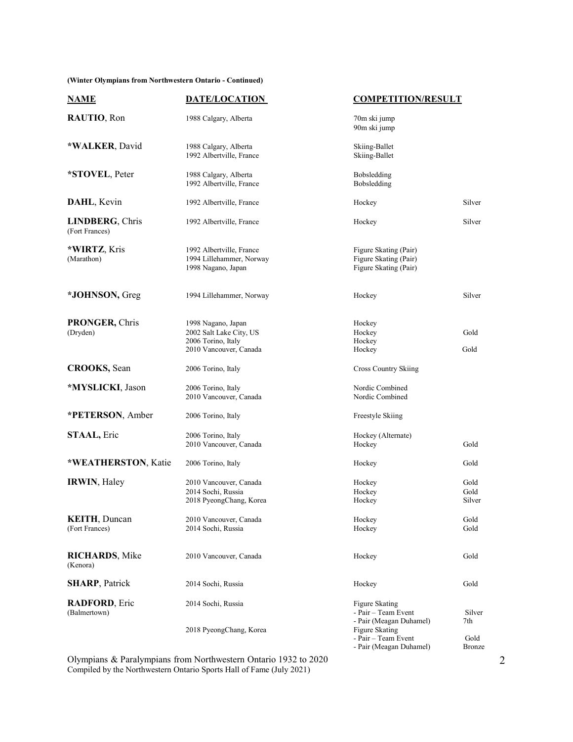**(Winter Olympians from Northwestern Ontario - Continued)**

| NAME | DATE/LOCATION | COMPETITION/RESULT | |
|---|---|---|---|
| **RAUTIO**, Ron | 1988 Calgary, Alberta | 70m ski jump | |
| | | 90m ski jump | |
| **\*WALKER**, David | 1988 Calgary, Alberta | Skiing-Ballet | |
| | 1992 Albertville, France | Skiing-Ballet | |
| **\*STOVEL**, Peter | 1988 Calgary, Alberta | Bobsledding | |
| | 1992 Albertville, France | Bobsledding | |
| **DAHL**, Kevin | 1992 Albertville, France | Hockey | Silver |
| **LINDBERG**, Chris (Fort Frances) | 1992 Albertville, France | Hockey | Silver |
| **\*WIRTZ**, Kris (Marathon) | 1992 Albertville, France | Figure Skating (Pair) | |
| | 1994 Lillehammer, Norway | Figure Skating (Pair) | |
| | 1998 Nagano, Japan | Figure Skating (Pair) | |
| **\*JOHNSON,** Greg | 1994 Lillehammer, Norway | Hockey | Silver |
| **PRONGER,** Chris (Dryden) | 1998 Nagano, Japan | Hockey | |
| | 2002 Salt Lake City, US | Hockey | Gold |
| | 2006 Torino, Italy | Hockey | |
| | 2010 Vancouver, Canada | Hockey | Gold |
| **CROOKS,** Sean | 2006 Torino, Italy | Cross Country Skiing | |
| **\*MYSLICKI**, Jason | 2006 Torino, Italy | Nordic Combined | |
| | 2010 Vancouver, Canada | Nordic Combined | |
| **\*PETERSON**, Amber | 2006 Torino, Italy | Freestyle Skiing | |
| **STAAL,** Eric | 2006 Torino, Italy | Hockey (Alternate) | |
| | 2010 Vancouver, Canada | Hockey | Gold |
| **\*WEATHERSTON**, Katie | 2006 Torino, Italy | Hockey | Gold |
| **IRWIN**, Haley | 2010 Vancouver, Canada | Hockey | Gold |
| | 2014 Sochi, Russia | Hockey | Gold |
| | 2018 PyeongChang, Korea | Hockey | Silver |
| **KEITH**, Duncan (Fort Frances) | 2010 Vancouver, Canada | Hockey | Gold |
| | 2014 Sochi, Russia | Hockey | Gold |
| **RICHARDS**, Mike (Kenora) | 2010 Vancouver, Canada | Hockey | Gold |
| **SHARP**, Patrick | 2014 Sochi, Russia | Hockey | Gold |
| **RADFORD**, Eric (Balmertown) | 2014 Sochi, Russia | Figure Skating | |
| | | - Pair – Team Event | Silver |
| | | - Pair (Meagan Duhamel) | 7th |
| | 2018 PyeongChang, Korea | Figure Skating | |
| | | - Pair – Team Event | Gold |
| | | - Pair (Meagan Duhamel) | Bronze |

Olympians & Paralympians from Northwestern Ontario 1932 to 2020
Compiled by the Northwestern Ontario Sports Hall of Fame (July 2021)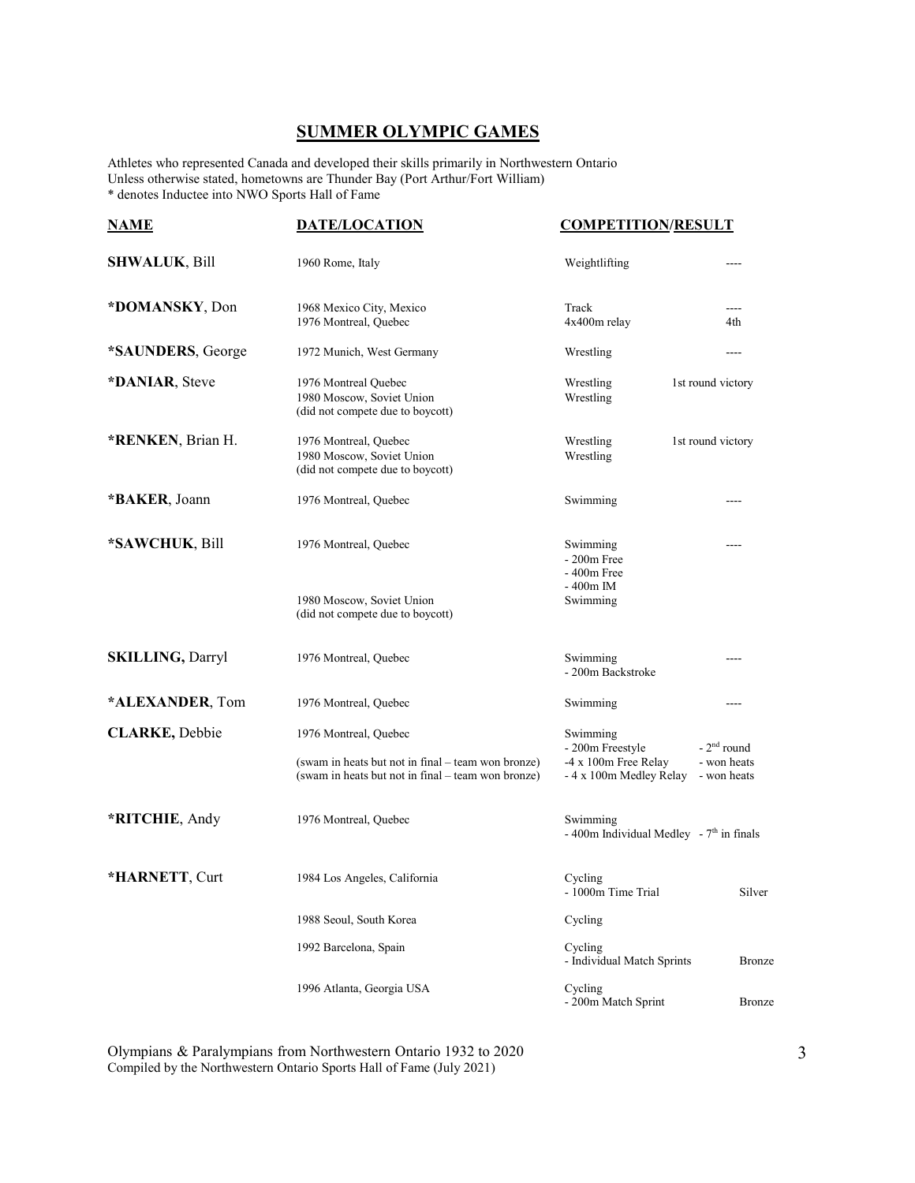## SUMMER OLYMPIC GAMES

Athletes who represented Canada and developed their skills primarily in Northwestern Ontario
Unless otherwise stated, hometowns are Thunder Bay (Port Arthur/Fort William)
* denotes Inductee into NWO Sports Hall of Fame

| NAME | DATE/LOCATION | COMPETITION | RESULT |
|---|---|---|---|
| **SHWALUK**, Bill | 1960 Rome, Italy | Weightlifting | ---- |
| ***DOMANSKY**, Don | 1968 Mexico City, Mexico | Track | ---- |
| | 1976 Montreal, Quebec | 4x400m relay | 4th |
| ***SAUNDERS**, George | 1972 Munich, West Germany | Wrestling | ---- |
| ***DANIAR**, Steve | 1976 Montreal Quebec | Wrestling | 1st round victory |
| | 1980 Moscow, Soviet Union (did not compete due to boycott) | Wrestling | |
| ***RENKEN**, Brian H. | 1976 Montreal, Quebec | Wrestling | 1st round victory |
| | 1980 Moscow, Soviet Union (did not compete due to boycott) | Wrestling | |
| ***BAKER**, Joann | 1976 Montreal, Quebec | Swimming | ---- |
| ***SAWCHUK**, Bill | 1976 Montreal, Quebec | Swimming<br>- 200m Free<br>- 400m Free<br>- 400m IM | ---- |
| | 1980 Moscow, Soviet Union (did not compete due to boycott) | Swimming | |
| **SKILLING,** Darryl | 1976 Montreal, Quebec | Swimming<br>- 200m Backstroke | ---- |
| ***ALEXANDER**, Tom | 1976 Montreal, Quebec | Swimming | ---- |
| **CLARKE,** Debbie | 1976 Montreal, Quebec | Swimming<br>- 200m Freestyle | - 2nd round |
| | (swam in heats but not in final – team won bronze) | -4 x 100m Free Relay | - won heats |
| | (swam in heats but not in final – team won bronze) | - 4 x 100m Medley Relay | - won heats |
| ***RITCHIE**, Andy | 1976 Montreal, Quebec | Swimming<br>- 400m Individual Medley | - 7th in finals |
| ***HARNETT**, Curt | 1984 Los Angeles, California | Cycling<br>- 1000m Time Trial | Silver |
| | 1988 Seoul, South Korea | Cycling | |
| | 1992 Barcelona, Spain | Cycling<br>- Individual Match Sprints | Bronze |
| | 1996 Atlanta, Georgia USA | Cycling<br>- 200m Match Sprint | Bronze |

Olympians & Paralympians from Northwestern Ontario 1932 to 2020
Compiled by the Northwestern Ontario Sports Hall of Fame (July 2021)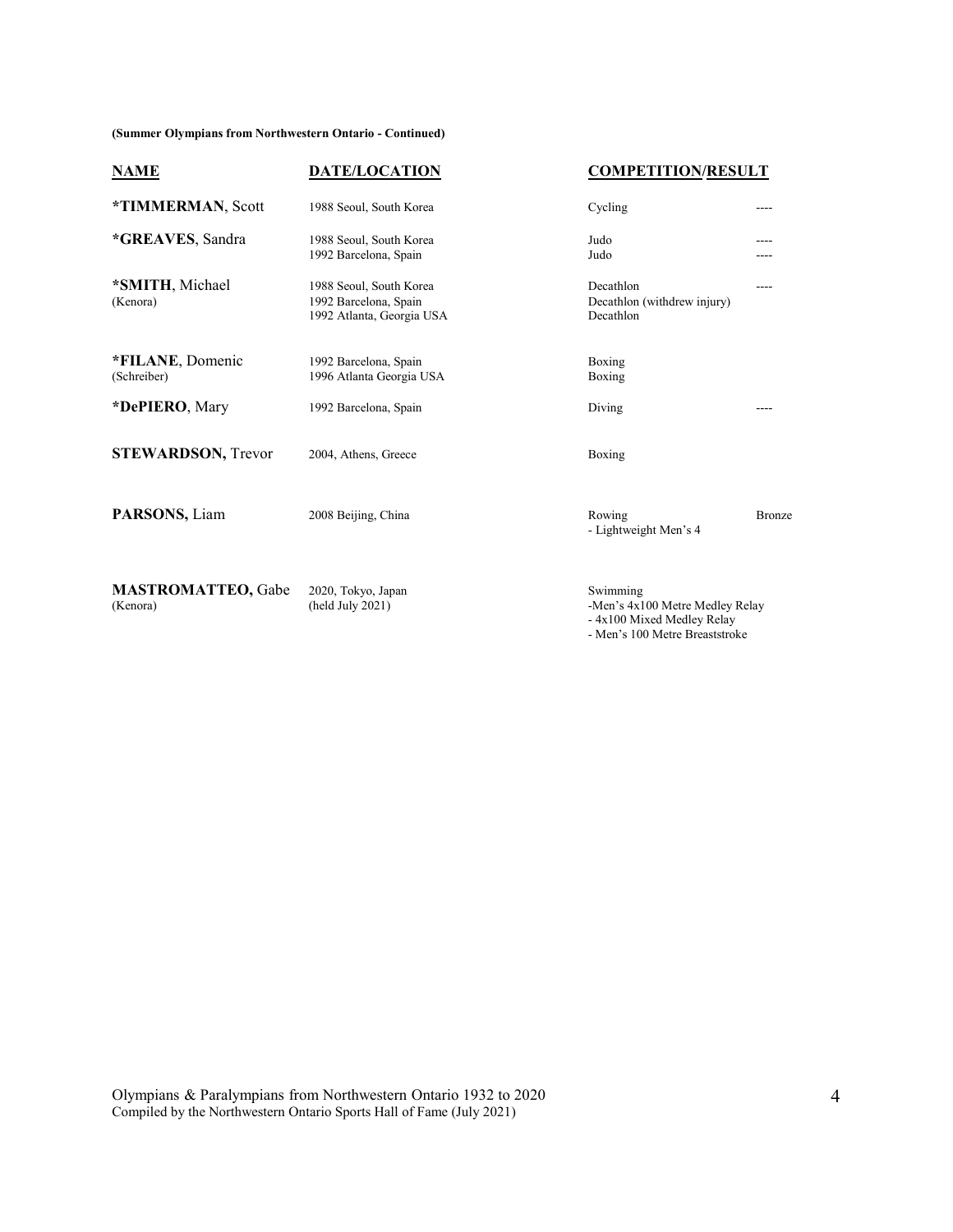**(Summer Olympians from Northwestern Ontario - Continued)**

| NAME | DATE/LOCATION | COMPETITION/RESULT | |
|---|---|---|---|
| ***TIMMERMAN**, Scott | 1988 Seoul, South Korea | Cycling | ---- |
| ***GREAVES**, Sandra | 1988 Seoul, South Korea<br>1992 Barcelona, Spain | Judo<br>Judo | ----<br>---- |
| ***SMITH**, Michael<br>(Kenora) | 1988 Seoul, South Korea<br>1992 Barcelona, Spain<br>1992 Atlanta, Georgia USA | Decathlon<br>Decathlon (withdrew injury)<br>Decathlon | ---- |
| ***FILANE**, Domenic<br>(Schreiber) | 1992 Barcelona, Spain<br>1996 Atlanta Georgia USA | Boxing<br>Boxing | |
| ***DePIERO**, Mary | 1992 Barcelona, Spain | Diving | ---- |
| **STEWARDSON,** Trevor | 2004, Athens, Greece | Boxing | |
| **PARSONS,** Liam | 2008 Beijing, China | Rowing<br>- Lightweight Men's 4 | Bronze |
| **MASTROMATTEO,** Gabe<br>(Kenora) | 2020, Tokyo, Japan<br>(held July 2021) | Swimming<br>-Men's 4x100 Metre Medley Relay<br>- 4x100 Mixed Medley Relay<br>- Men's 100 Metre Breaststroke | |

Olympians & Paralympians from Northwestern Ontario 1932 to 2020
Compiled by the Northwestern Ontario Sports Hall of Fame (July 2021)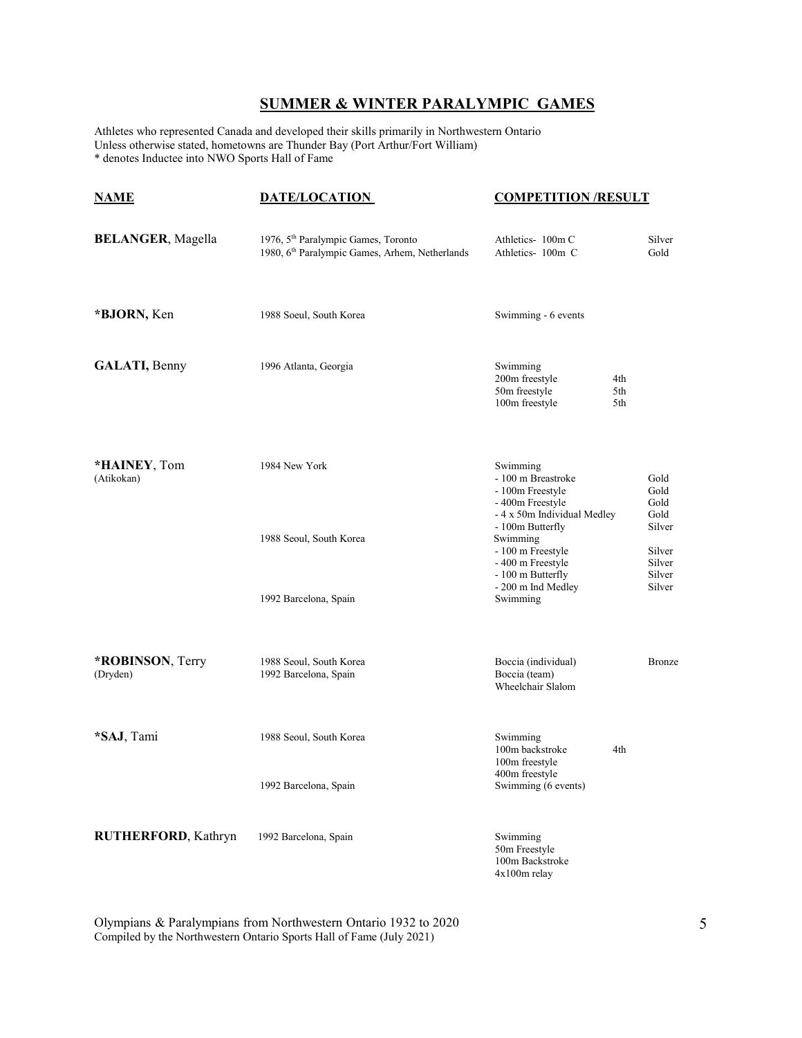## SUMMER & WINTER PARALYMPIC GAMES

Athletes who represented Canada and developed their skills primarily in Northwestern Ontario
Unless otherwise stated, hometowns are Thunder Bay (Port Arthur/Fort William)
* denotes Inductee into NWO Sports Hall of Fame

| NAME | DATE/LOCATION | COMPETITION /RESULT | |
|---|---|---|---|
| **BELANGER**, Magella | 1976, 5th Paralympic Games, Toronto | Athletics- 100m C | Silver |
| | 1980, 6th Paralympic Games, Arhem, Netherlands | Athletics- 100m C | Gold |
| ***BJORN,** Ken | 1988 Soeul, South Korea | Swimming - 6 events | |
| **GALATI,** Benny | 1996 Atlanta, Georgia | Swimming | |
| | | 200m freestyle 4th | |
| | | 50m freestyle 5th | |
| | | 100m freestyle 5th | |
| ***HAINEY**, Tom (Atikokan) | 1984 New York | Swimming | |
| | | - 100 m Breastroke | Gold |
| | | - 100m Freestyle | Gold |
| | | - 400m Freestyle | Gold |
| | | - 4 x 50m Individual Medley | Gold |
| | | - 100m Butterfly | Silver |
| | 1988 Seoul, South Korea | Swimming | |
| | | - 100 m Freestyle | Silver |
| | | - 400 m Freestyle | Silver |
| | | - 100 m Butterfly | Silver |
| | | - 200 m Ind Medley | Silver |
| | 1992 Barcelona, Spain | Swimming | |
| ***ROBINSON**, Terry (Dryden) | 1988 Seoul, South Korea | Boccia (individual) | Bronze |
| | 1992 Barcelona, Spain | Boccia (team) | |
| | | Wheelchair Slalom | |
| ***SAJ**, Tami | 1988 Seoul, South Korea | Swimming | |
| | | 100m backstroke 4th | |
| | | 100m freestyle | |
| | | 400m freestyle | |
| | 1992 Barcelona, Spain | Swimming (6 events) | |
| **RUTHERFORD**, Kathryn | 1992 Barcelona, Spain | Swimming | |
| | | 50m Freestyle | |
| | | 100m Backstroke | |
| | | 4x100m relay | |

Olympians & Paralympians from Northwestern Ontario 1932 to 2020
Compiled by the Northwestern Ontario Sports Hall of Fame (July 2021)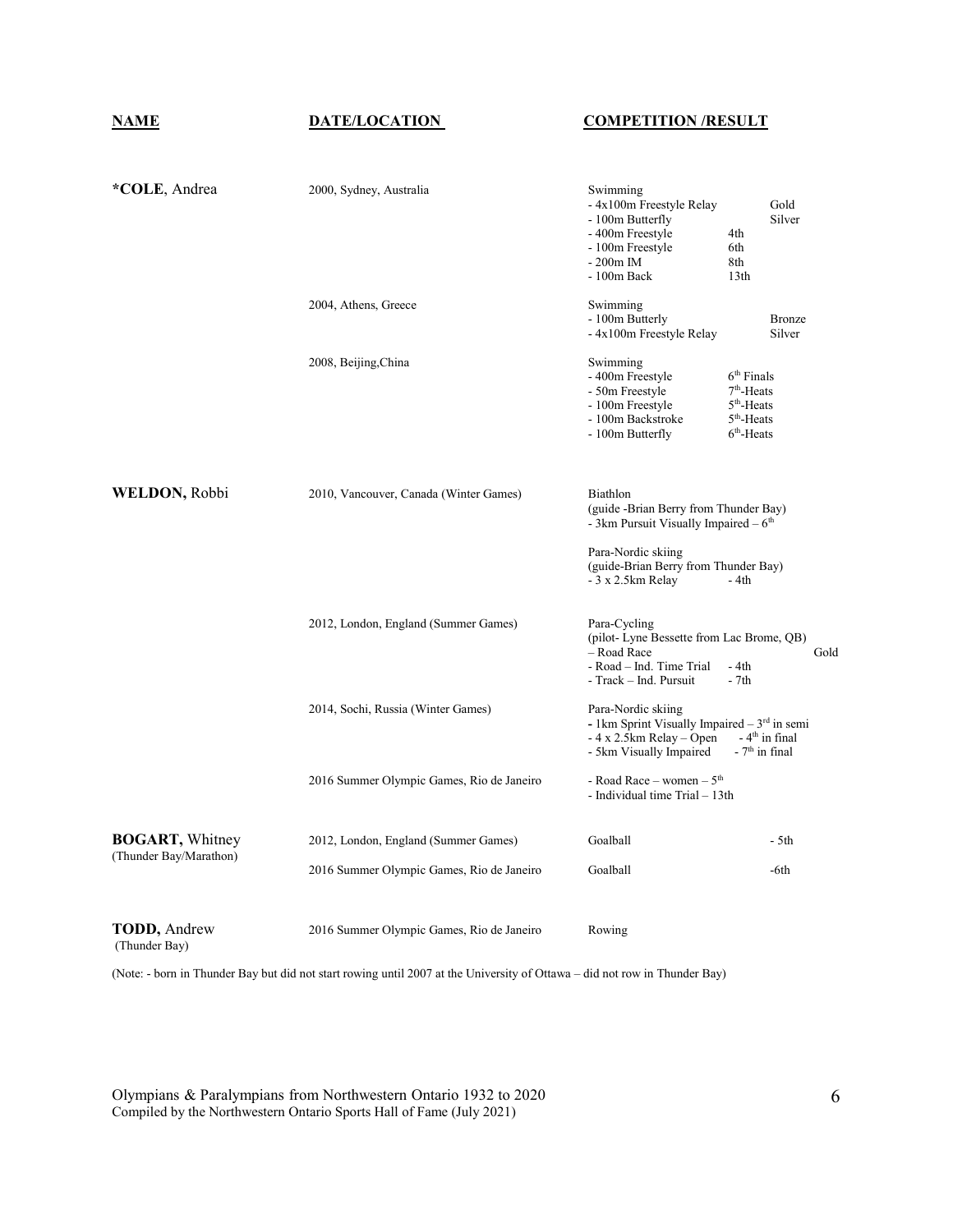| NAME | DATE/LOCATION | COMPETITION /RESULT |
|---|---|---|
| **\*COLE**, Andrea | 2000, Sydney, Australia | Swimming<br>- 4x100m Freestyle Relay — Gold<br>- 100m Butterfly — Silver<br>- 400m Freestyle — 4th<br>- 100m Freestyle — 6th<br>- 200m IM — 8th<br>- 100m Back — 13th |
| | 2004, Athens, Greece | Swimming<br>- 100m Butterly — Bronze<br>- 4x100m Freestyle Relay — Silver |
| | 2008, Beijing,China | Swimming<br>- 400m Freestyle — 6th Finals<br>- 50m Freestyle — 7th-Heats<br>- 100m Freestyle — 5th-Heats<br>- 100m Backstroke — 5th-Heats<br>- 100m Butterfly — 6th-Heats |
| **WELDON,** Robbi | 2010, Vancouver, Canada (Winter Games) | Biathlon<br>(guide -Brian Berry from Thunder Bay)<br>- 3km Pursuit Visually Impaired – 6th<br><br>Para-Nordic skiing<br>(guide-Brian Berry from Thunder Bay)<br>- 3 x 2.5km Relay — - 4th |
| | 2012, London, England (Summer Games) | Para-Cycling<br>(pilot- Lyne Bessette from Lac Brome, QB)<br>– Road Race — Gold<br>- Road – Ind. Time Trial — - 4th<br>- Track – Ind. Pursuit — - 7th |
| | 2014, Sochi, Russia (Winter Games) | Para-Nordic skiing<br>- 1km Sprint Visually Impaired – 3rd in semi<br>- 4 x 2.5km Relay – Open — - 4th in final<br>- 5km Visually Impaired — - 7th in final |
| | 2016 Summer Olympic Games, Rio de Janeiro | - Road Race – women – 5th<br>- Individual time Trial – 13th |
| **BOGART,** Whitney<br>(Thunder Bay/Marathon) | 2012, London, England (Summer Games) | Goalball — - 5th |
| | 2016 Summer Olympic Games, Rio de Janeiro | Goalball — -6th |
| **TODD,** Andrew<br>(Thunder Bay) | 2016 Summer Olympic Games, Rio de Janeiro | Rowing |

(Note: - born in Thunder Bay but did not start rowing until 2007 at the University of Ottawa – did not row in Thunder Bay)

Olympians & Paralympians from Northwestern Ontario 1932 to 2020
Compiled by the Northwestern Ontario Sports Hall of Fame (July 2021)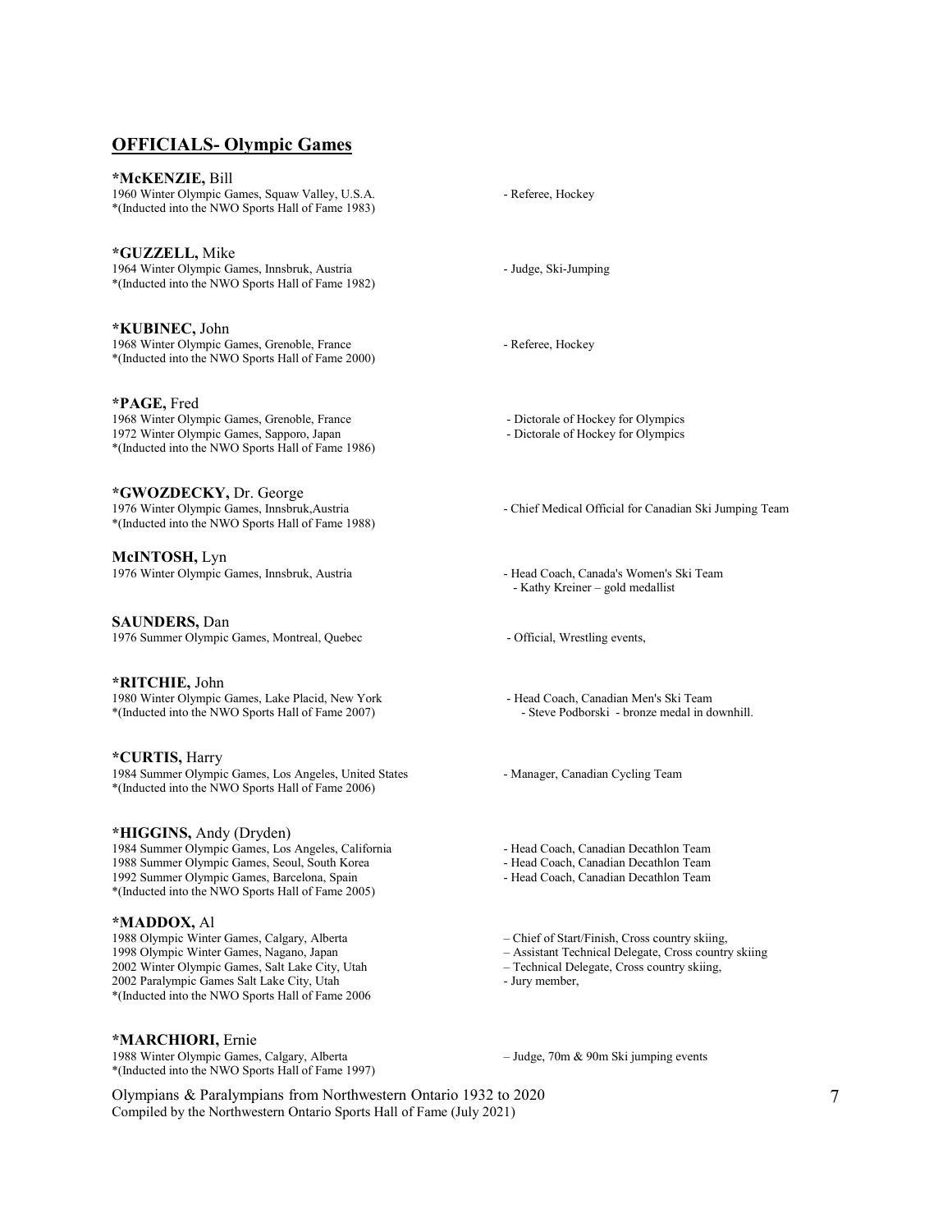## OFFICIALS- Olympic Games

**\*McKENZIE,** Bill
1960 Winter Olympic Games, Squaw Valley, U.S.A. - Referee, Hockey
*(Inducted into the NWO Sports Hall of Fame 1983)

**\*GUZZELL,** Mike
1964 Winter Olympic Games, Innsbruk, Austria - Judge, Ski-Jumping
*(Inducted into the NWO Sports Hall of Fame 1982)

**\*KUBINEC,** John
1968 Winter Olympic Games, Grenoble, France - Referee, Hockey
*(Inducted into the NWO Sports Hall of Fame 2000)

**\*PAGE,** Fred
1968 Winter Olympic Games, Grenoble, France - Dictorale of Hockey for Olympics
1972 Winter Olympic Games, Sapporo, Japan - Dictorale of Hockey for Olympics
*(Inducted into the NWO Sports Hall of Fame 1986)

**\*GWOZDECKY,** Dr. George
1976 Winter Olympic Games, Innsbruk,Austria - Chief Medical Official for Canadian Ski Jumping Team
*(Inducted into the NWO Sports Hall of Fame 1988)

**McINTOSH,** Lyn
1976 Winter Olympic Games, Innsbruk, Austria - Head Coach, Canada's Women's Ski Team
- Kathy Kreiner – gold medallist

**SAUNDERS,** Dan
1976 Summer Olympic Games, Montreal, Quebec - Official, Wrestling events,

**\*RITCHIE,** John
1980 Winter Olympic Games, Lake Placid, New York - Head Coach, Canadian Men's Ski Team
*(Inducted into the NWO Sports Hall of Fame 2007) - Steve Podborski - bronze medal in downhill.

**\*CURTIS,** Harry
1984 Summer Olympic Games, Los Angeles, United States - Manager, Canadian Cycling Team
*(Inducted into the NWO Sports Hall of Fame 2006)

**\*HIGGINS,** Andy (Dryden)
1984 Summer Olympic Games, Los Angeles, California - Head Coach, Canadian Decathlon Team
1988 Summer Olympic Games, Seoul, South Korea - Head Coach, Canadian Decathlon Team
1992 Summer Olympic Games, Barcelona, Spain - Head Coach, Canadian Decathlon Team
*(Inducted into the NWO Sports Hall of Fame 2005)

**\*MADDOX,** Al
1988 Olympic Winter Games, Calgary, Alberta – Chief of Start/Finish, Cross country skiing,
1998 Olympic Winter Games, Nagano, Japan – Assistant Technical Delegate, Cross country skiing
2002 Winter Olympic Games, Salt Lake City, Utah – Technical Delegate, Cross country skiing,
2002 Paralympic Games Salt Lake City, Utah - Jury member,
*(Inducted into the NWO Sports Hall of Fame 2006

**\*MARCHIORI,** Ernie
1988 Winter Olympic Games, Calgary, Alberta – Judge, 70m & 90m Ski jumping events
*(Inducted into the NWO Sports Hall of Fame 1997)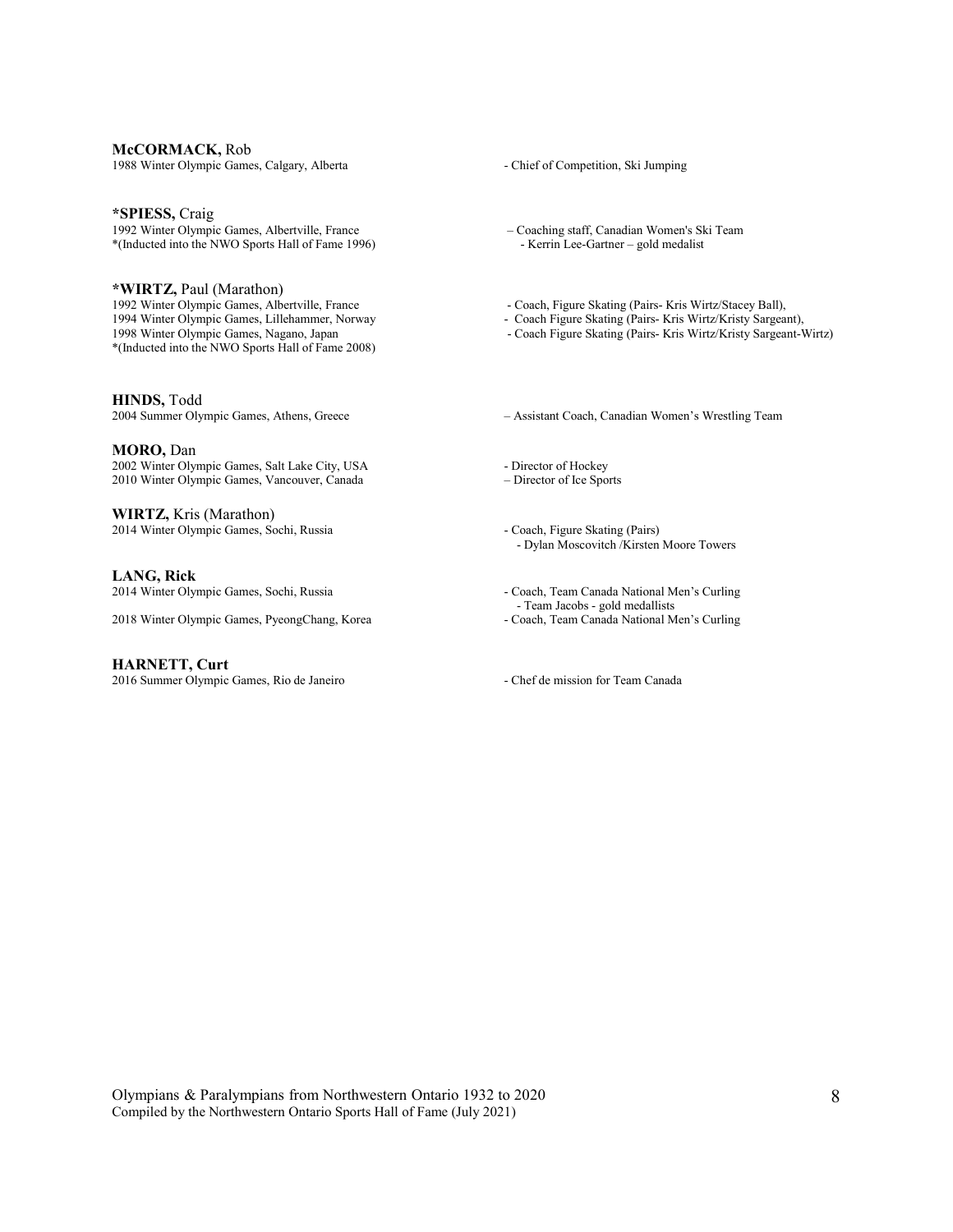**McCORMACK,** Rob
1988 Winter Olympic Games, Calgary, Alberta - Chief of Competition, Ski Jumping

***SPIESS,** Craig
1992 Winter Olympic Games, Albertville, France – Coaching staff, Canadian Women's Ski Team
*(Inducted into the NWO Sports Hall of Fame 1996) - Kerrin Lee-Gartner – gold medalist

***WIRTZ,** Paul (Marathon)
1992 Winter Olympic Games, Albertville, France - Coach, Figure Skating (Pairs- Kris Wirtz/Stacey Ball),
1994 Winter Olympic Games, Lillehammer, Norway - Coach Figure Skating (Pairs- Kris Wirtz/Kristy Sargeant),
1998 Winter Olympic Games, Nagano, Japan - Coach Figure Skating (Pairs- Kris Wirtz/Kristy Sargeant-Wirtz)
*(Inducted into the NWO Sports Hall of Fame 2008)

**HINDS,** Todd
2004 Summer Olympic Games, Athens, Greece – Assistant Coach, Canadian Women's Wrestling Team

**MORO,** Dan
2002 Winter Olympic Games, Salt Lake City, USA - Director of Hockey
2010 Winter Olympic Games, Vancouver, Canada – Director of Ice Sports

**WIRTZ,** Kris (Marathon)
2014 Winter Olympic Games, Sochi, Russia - Coach, Figure Skating (Pairs)
- Dylan Moscovitch /Kirsten Moore Towers

**LANG, Rick**
2014 Winter Olympic Games, Sochi, Russia - Coach, Team Canada National Men's Curling
- Team Jacobs - gold medallists
2018 Winter Olympic Games, PyeongChang, Korea - Coach, Team Canada National Men's Curling

**HARNETT, Curt**
2016 Summer Olympic Games, Rio de Janeiro - Chef de mission for Team Canada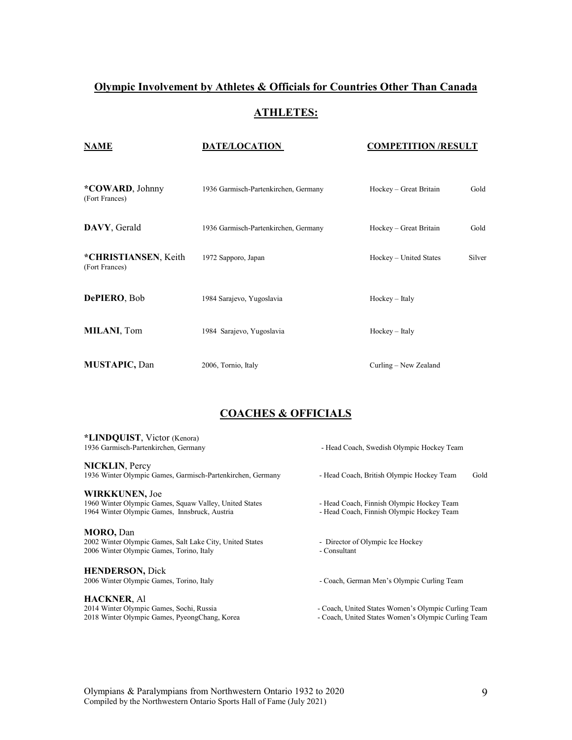## Olympic Involvement by Athletes & Officials for Countries Other Than Canada

## ATHLETES:

| NAME | DATE/LOCATION | COMPETITION /RESULT | |
|---|---|---|---|
| **\*COWARD**, Johnny (Fort Frances) | 1936 Garmisch-Partenkirchen, Germany | Hockey – Great Britain | Gold |
| **DAVY**, Gerald | 1936 Garmisch-Partenkirchen, Germany | Hockey – Great Britain | Gold |
| **\*CHRISTIANSEN**, Keith (Fort Frances) | 1972 Sapporo, Japan | Hockey – United States | Silver |
| **DePIERO**, Bob | 1984 Sarajevo, Yugoslavia | Hockey – Italy | |
| **MILANI**, Tom | 1984 Sarajevo, Yugoslavia | Hockey – Italy | |
| **MUSTAPIC,** Dan | 2006, Tornio, Italy | Curling – New Zealand | |

## COACHES & OFFICIALS

**\*LINDQUIST**, Victor (Kenora)
1936 Garmisch-Partenkirchen, Germany - Head Coach, Swedish Olympic Hockey Team

**NICKLIN**, Percy
1936 Winter Olympic Games, Garmisch-Partenkirchen, Germany - Head Coach, British Olympic Hockey Team Gold

**WIRKKUNEN,** Joe
1960 Winter Olympic Games, Squaw Valley, United States - Head Coach, Finnish Olympic Hockey Team
1964 Winter Olympic Games, Innsbruck, Austria - Head Coach, Finnish Olympic Hockey Team

**MORO,** Dan
2002 Winter Olympic Games, Salt Lake City, United States - Director of Olympic Ice Hockey
2006 Winter Olympic Games, Torino, Italy - Consultant

**HENDERSON,** Dick
2006 Winter Olympic Games, Torino, Italy - Coach, German Men's Olympic Curling Team

**HACKNER**, Al
2014 Winter Olympic Games, Sochi, Russia - Coach, United States Women's Olympic Curling Team
2018 Winter Olympic Games, PyeongChang, Korea - Coach, United States Women's Olympic Curling Team